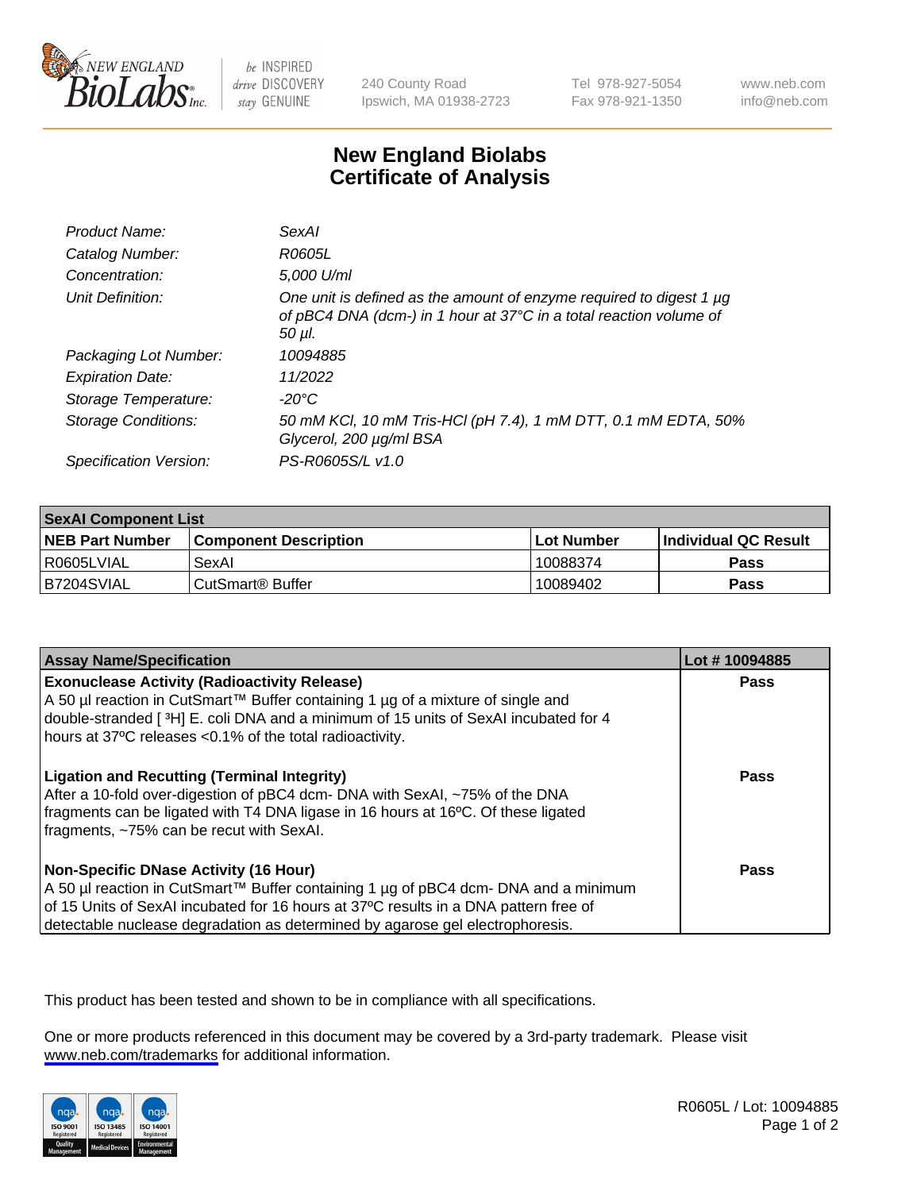# New England Biolabs
# Certificate of Analysis

| | |
|---|---|
| *Product Name:* | *SexAI* |
| *Catalog Number:* | *R0605L* |
| *Concentration:* | *5,000 U/ml* |
| *Unit Definition:* | *One unit is defined as the amount of enzyme required to digest 1 µg of pBC4 DNA (dcm-) in 1 hour at 37°C in a total reaction volume of 50 µl.* |
| *Packaging Lot Number:* | *10094885* |
| *Expiration Date:* | *11/2022* |
| *Storage Temperature:* | *-20°C* |
| *Storage Conditions:* | *50 mM KCl, 10 mM Tris-HCl (pH 7.4), 1 mM DTT, 0.1 mM EDTA, 50% Glycerol, 200 µg/ml BSA* |
| *Specification Version:* | *PS-R0605S/L v1.0* |

| **SexAI Component List** | | | |
|---|---|---|---|
| **NEB Part Number** | **Component Description** | **Lot Number** | **Individual QC Result** |
| R0605LVIAL | SexAI | 10088374 | **Pass** |
| B7204SVIAL | CutSmart® Buffer | 10089402 | **Pass** |

| **Assay Name/Specification** | **Lot # 10094885** |
|---|---|
| **Exonuclease Activity (Radioactivity Release)**<br>A 50 µl reaction in CutSmart™ Buffer containing 1 µg of a mixture of single and double-stranded [ $^3$H] E. coli DNA and a minimum of 15 units of SexAI incubated for 4 hours at 37ºC releases <0.1% of the total radioactivity. | **Pass** |
| **Ligation and Recutting (Terminal Integrity)**<br>After a 10-fold over-digestion of pBC4 dcm- DNA with SexAI, ~75% of the DNA fragments can be ligated with T4 DNA ligase in 16 hours at 16ºC. Of these ligated fragments, ~75% can be recut with SexAI. | **Pass** |
| **Non-Specific DNase Activity (16 Hour)**<br>A 50 µl reaction in CutSmart™ Buffer containing 1 µg of pBC4 dcm- DNA and a minimum of 15 Units of SexAI incubated for 16 hours at 37ºC results in a DNA pattern free of detectable nuclease degradation as determined by agarose gel electrophoresis. | **Pass** |

This product has been tested and shown to be in compliance with all specifications.

One or more products referenced in this document may be covered by a 3rd-party trademark. Please visit www.neb.com/trademarks for additional information.

R0605L / Lot: 10094885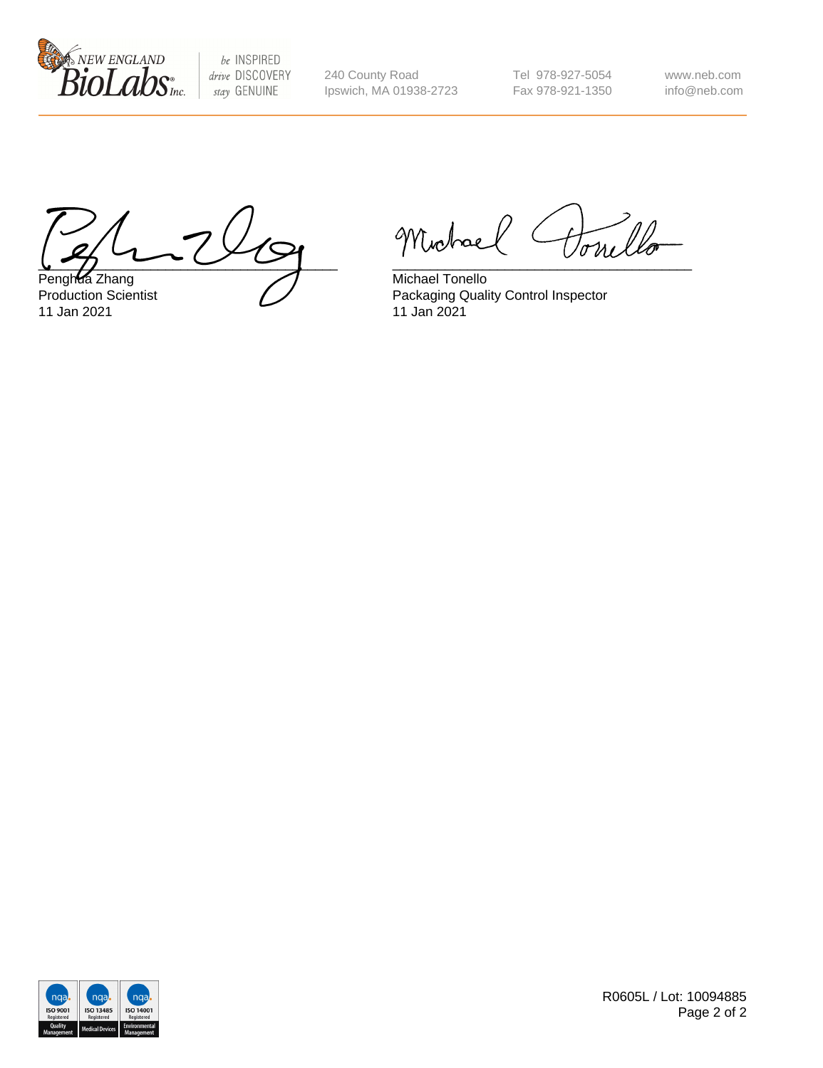240 County Road
Ipswich, MA 01938-2723

Tel 978-927-5054
Fax 978-921-1350

www.neb.com
info@neb.com

Penghua Zhang
Production Scientist
11 Jan 2021

Michael Tonello
Packaging Quality Control Inspector
11 Jan 2021

R0605L / Lot: 10094885